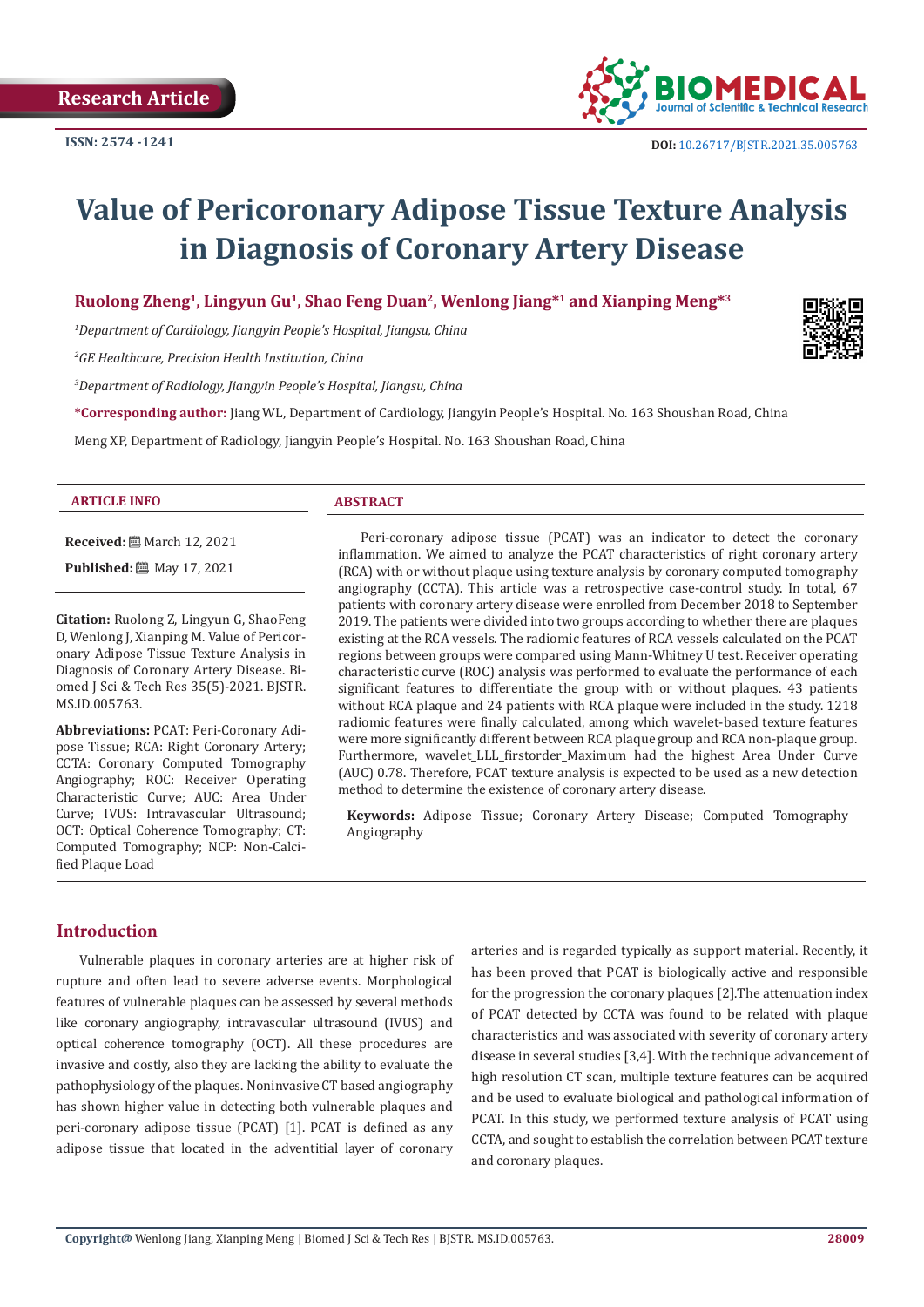Research Article

ISSN: 2574 -1241

DOI: 10.26717/BJSTR.2021.35.005763

# Value of Pericoronary Adipose Tissue Texture Analysis in Diagnosis of Coronary Artery Disease

**Ruolong Zheng[1], Lingyun Gu[1], Shao Feng Duan[2], Wenlong Jiang*[1] and Xianping Meng*[3]**

*[1]Department of Cardiology, Jiangyin People's Hospital, Jiangsu, China*

*[2]GE Healthcare, Precision Health Institution, China*

*[3]Department of Radiology, Jiangyin People's Hospital, Jiangsu, China*

**\*Corresponding author:** Jiang WL, Department of Cardiology, Jiangyin People's Hospital. No. 163 Shoushan Road, China

Meng XP, Department of Radiology, Jiangyin People's Hospital. No. 163 Shoushan Road, China

### ARTICLE INFO

**Received:** March 12, 2021

**Published:** May 17, 2021

**Citation:** Ruolong Z, Lingyun G, ShaoFeng D, Wenlong J, Xianping M. Value of Pericoronary Adipose Tissue Texture Analysis in Diagnosis of Coronary Artery Disease. Biomed J Sci & Tech Res 35(5)-2021. BJSTR. MS.ID.005763.

**Abbreviations:** PCAT: Peri-Coronary Adipose Tissue; RCA: Right Coronary Artery; CCTA: Coronary Computed Tomography Angiography; ROC: Receiver Operating Characteristic Curve; AUC: Area Under Curve; IVUS: Intravascular Ultrasound; OCT: Optical Coherence Tomography; CT: Computed Tomography; NCP: Non-Calcified Plaque Load

### ABSTRACT

Peri-coronary adipose tissue (PCAT) was an indicator to detect the coronary inflammation. We aimed to analyze the PCAT characteristics of right coronary artery (RCA) with or without plaque using texture analysis by coronary computed tomography angiography (CCTA). This article was a retrospective case-control study. In total, 67 patients with coronary artery disease were enrolled from December 2018 to September 2019. The patients were divided into two groups according to whether there are plaques existing at the RCA vessels. The radiomic features of RCA vessels calculated on the PCAT regions between groups were compared using Mann-Whitney U test. Receiver operating characteristic curve (ROC) analysis was performed to evaluate the performance of each significant features to differentiate the group with or without plaques. 43 patients without RCA plaque and 24 patients with RCA plaque were included in the study. 1218 radiomic features were finally calculated, among which wavelet-based texture features were more significantly different between RCA plaque group and RCA non-plaque group. Furthermore, wavelet_LLL_firstorder_Maximum had the highest Area Under Curve (AUC) 0.78. Therefore, PCAT texture analysis is expected to be used as a new detection method to determine the existence of coronary artery disease.

**Keywords:** Adipose Tissue; Coronary Artery Disease; Computed Tomography Angiography

## Introduction

Vulnerable plaques in coronary arteries are at higher risk of rupture and often lead to severe adverse events. Morphological features of vulnerable plaques can be assessed by several methods like coronary angiography, intravascular ultrasound (IVUS) and optical coherence tomography (OCT). All these procedures are invasive and costly, also they are lacking the ability to evaluate the pathophysiology of the plaques. Noninvasive CT based angiography has shown higher value in detecting both vulnerable plaques and peri-coronary adipose tissue (PCAT) [1]. PCAT is defined as any adipose tissue that located in the adventitial layer of coronary arteries and is regarded typically as support material. Recently, it has been proved that PCAT is biologically active and responsible for the progression the coronary plaques [2].The attenuation index of PCAT detected by CCTA was found to be related with plaque characteristics and was associated with severity of coronary artery disease in several studies [3,4]. With the technique advancement of high resolution CT scan, multiple texture features can be acquired and be used to evaluate biological and pathological information of PCAT. In this study, we performed texture analysis of PCAT using CCTA, and sought to establish the correlation between PCAT texture and coronary plaques.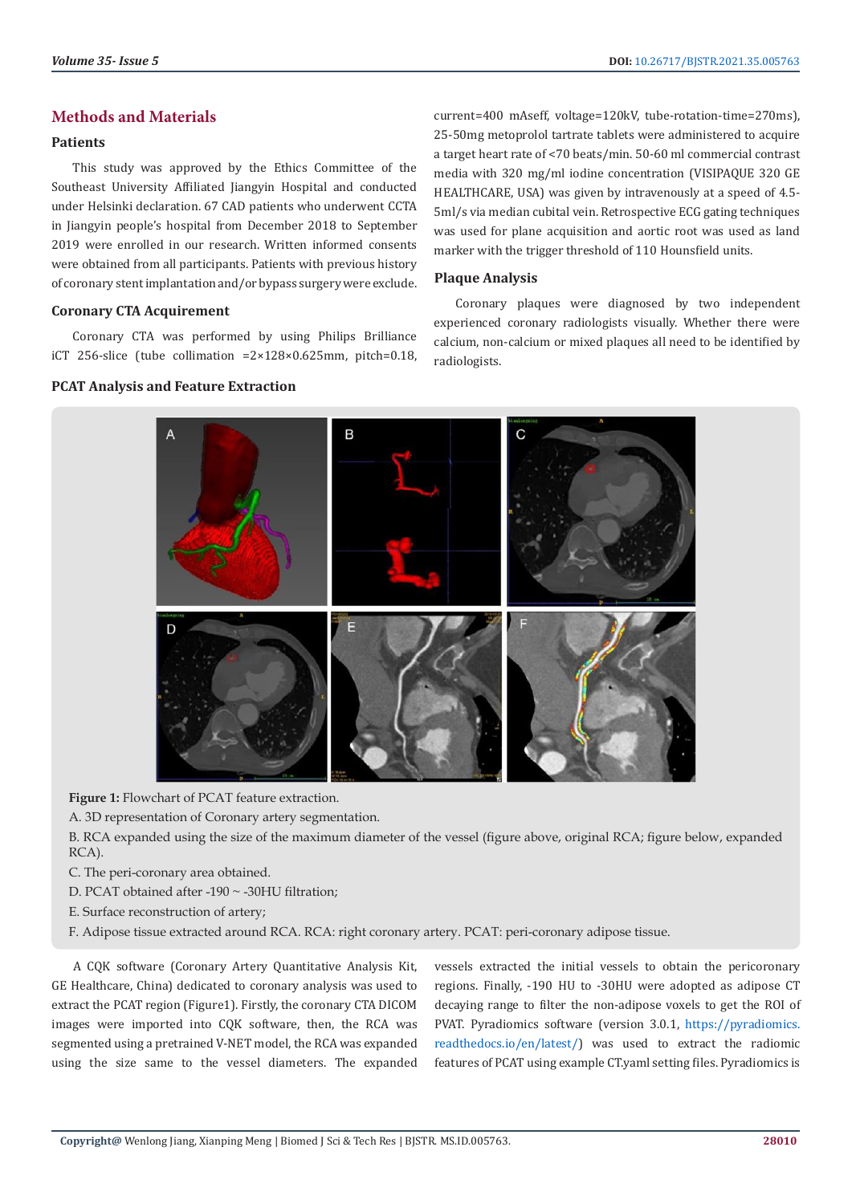## Methods and Materials

### Patients

This study was approved by the Ethics Committee of the Southeast University Affiliated Jiangyin Hospital and conducted under Helsinki declaration. 67 CAD patients who underwent CCTA in Jiangyin people's hospital from December 2018 to September 2019 were enrolled in our research. Written informed consents were obtained from all participants. Patients with previous history of coronary stent implantation and/or bypass surgery were exclude.

### Coronary CTA Acquirement

Coronary CTA was performed by using Philips Brilliance iCT 256-slice (tube collimation =2×128×0.625mm, pitch=0.18, current=400 mAseff, voltage=120kV, tube-rotation-time=270ms), 25-50mg metoprolol tartrate tablets were administered to acquire a target heart rate of <70 beats/min. 50-60 ml commercial contrast media with 320 mg/ml iodine concentration (VISIPAQUE 320 GE HEALTHCARE, USA) was given by intravenously at a speed of 4.5-5ml/s via median cubital vein. Retrospective ECG gating techniques was used for plane acquisition and aortic root was used as land marker with the trigger threshold of 110 Hounsfield units.

### Plaque Analysis

Coronary plaques were diagnosed by two independent experienced coronary radiologists visually. Whether there were calcium, non-calcium or mixed plaques all need to be identified by radiologists.

### PCAT Analysis and Feature Extraction

**Figure 1:** Flowchart of PCAT feature extraction.

A. 3D representation of Coronary artery segmentation.

B. RCA expanded using the size of the maximum diameter of the vessel (figure above, original RCA; figure below, expanded RCA).

C. The peri-coronary area obtained.

D. PCAT obtained after -190 ~ -30HU filtration;

E. Surface reconstruction of artery;

F. Adipose tissue extracted around RCA. RCA: right coronary artery. PCAT: peri-coronary adipose tissue.

A CQK software (Coronary Artery Quantitative Analysis Kit, GE Healthcare, China) dedicated to coronary analysis was used to extract the PCAT region (Figure1). Firstly, the coronary CTA DICOM images were imported into CQK software, then, the RCA was segmented using a pretrained V-NET model, the RCA was expanded using the size same to the vessel diameters. The expanded vessels extracted the initial vessels to obtain the pericoronary regions. Finally, -190 HU to -30HU were adopted as adipose CT decaying range to filter the non-adipose voxels to get the ROI of PVAT. Pyradiomics software (version 3.0.1, https://pyradiomics.readthedocs.io/en/latest/) was used to extract the radiomic features of PCAT using example CT.yaml setting files. Pyradiomics is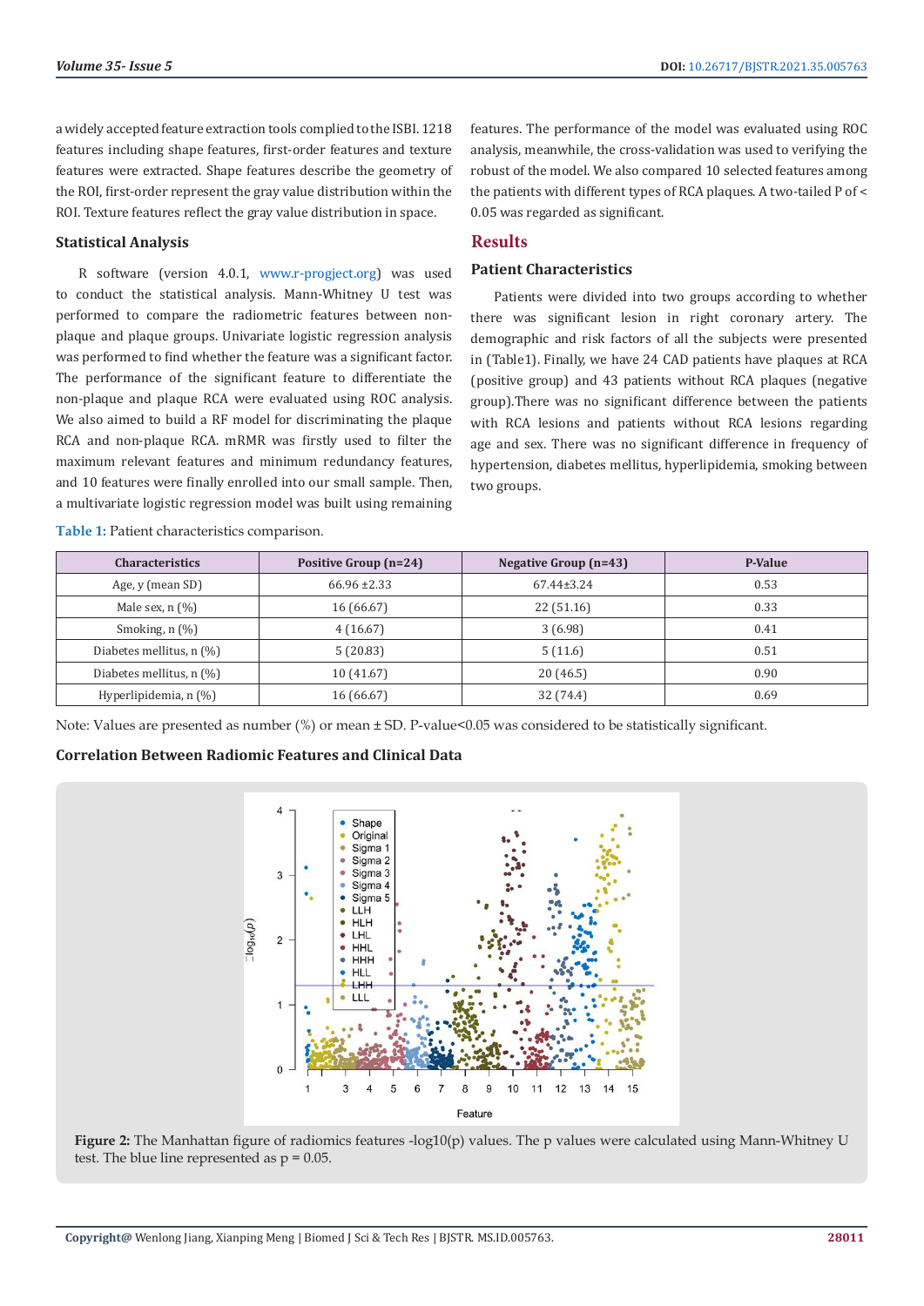a widely accepted feature extraction tools complied to the ISBI. 1218 features including shape features, first-order features and texture features were extracted. Shape features describe the geometry of the ROI, first-order represent the gray value distribution within the ROI. Texture features reflect the gray value distribution in space.

### Statistical Analysis

R software (version 4.0.1, www.r-progject.org) was used to conduct the statistical analysis. Mann-Whitney U test was performed to compare the radiometric features between non-plaque and plaque groups. Univariate logistic regression analysis was performed to find whether the feature was a significant factor. The performance of the significant feature to differentiate the non-plaque and plaque RCA were evaluated using ROC analysis. We also aimed to build a RF model for discriminating the plaque RCA and non-plaque RCA. mRMR was firstly used to filter the maximum relevant features and minimum redundancy features, and 10 features were finally enrolled into our small sample. Then, a multivariate logistic regression model was built using remaining features. The performance of the model was evaluated using ROC analysis, meanwhile, the cross-validation was used to verifying the robust of the model. We also compared 10 selected features among the patients with different types of RCA plaques. A two-tailed P of < 0.05 was regarded as significant.

## Results

### Patient Characteristics

Patients were divided into two groups according to whether there was significant lesion in right coronary artery. The demographic and risk factors of all the subjects were presented in (Table1). Finally, we have 24 CAD patients have plaques at RCA (positive group) and 43 patients without RCA plaques (negative group).There was no significant difference between the patients with RCA lesions and patients without RCA lesions regarding age and sex. There was no significant difference in frequency of hypertension, diabetes mellitus, hyperlipidemia, smoking between two groups.

**Table 1:** Patient characteristics comparison.

| Characteristics | Positive Group (n=24) | Negative Group (n=43) | P-Value |
|---|---|---|---|
| Age, y (mean SD) | 66.96 ±2.33 | 67.44±3.24 | 0.53 |
| Male sex, n (%) | 16 (66.67) | 22 (51.16) | 0.33 |
| Smoking, n (%) | 4 (16.67) | 3 (6.98) | 0.41 |
| Diabetes mellitus, n (%) | 5 (20.83) | 5 (11.6) | 0.51 |
| Diabetes mellitus, n (%) | 10 (41.67) | 20 (46.5) | 0.90 |
| Hyperlipidemia, n (%) | 16 (66.67) | 32 (74.4) | 0.69 |

Note: Values are presented as number (%) or mean ± SD. P-value<0.05 was considered to be statistically significant.

### Correlation Between Radiomic Features and Clinical Data

**Figure 2:** The Manhattan figure of radiomics features -log10(p) values. The p values were calculated using Mann-Whitney U test. The blue line represented as p = 0.05.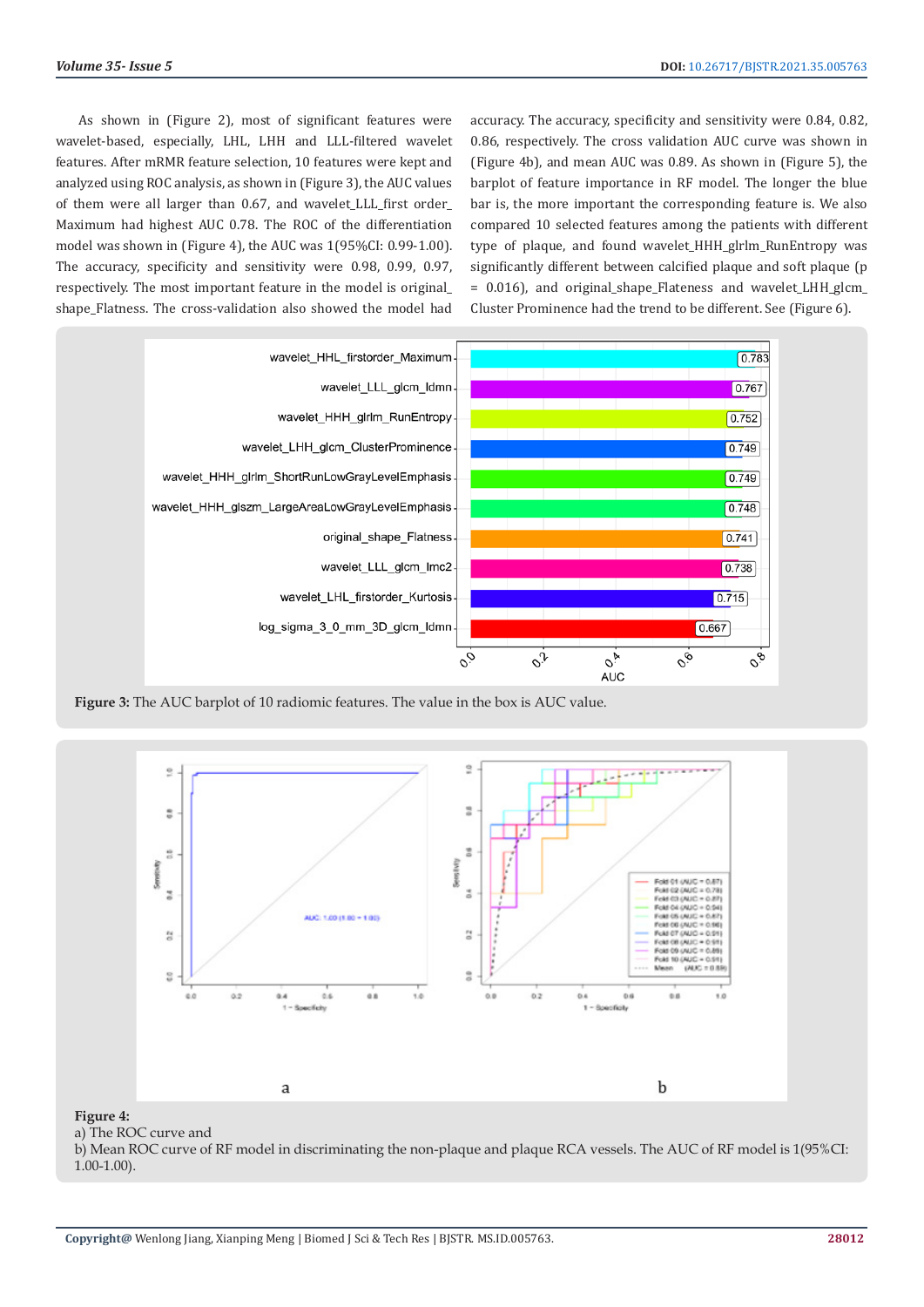As shown in (Figure 2), most of significant features were wavelet-based, especially, LHL, LHH and LLL-filtered wavelet features. After mRMR feature selection, 10 features were kept and analyzed using ROC analysis, as shown in (Figure 3), the AUC values of them were all larger than 0.67, and wavelet_LLL_first order_Maximum had highest AUC 0.78. The ROC of the differentiation model was shown in (Figure 4), the AUC was 1(95%CI: 0.99-1.00). The accuracy, specificity and sensitivity were 0.98, 0.99, 0.97, respectively. The most important feature in the model is original_shape_Flatness. The cross-validation also showed the model had accuracy. The accuracy, specificity and sensitivity were 0.84, 0.82, 0.86, respectively. The cross validation AUC curve was shown in (Figure 4b), and mean AUC was 0.89. As shown in (Figure 5), the barplot of feature importance in RF model. The longer the blue bar is, the more important the corresponding feature is. We also compared 10 selected features among the patients with different type of plaque, and found wavelet_HHH_glrlm_RunEntropy was significantly different between calcified plaque and soft plaque (p = 0.016), and original_shape_Flateness and wavelet_LHH_glcm_Cluster Prominence had the trend to be different. See (Figure 6).

**Figure 3:** The AUC barplot of 10 radiomic features. The value in the box is AUC value.

**Figure 4:**
a) The ROC curve and
b) Mean ROC curve of RF model in discriminating the non-plaque and plaque RCA vessels. The AUC of RF model is 1(95%CI: 1.00-1.00).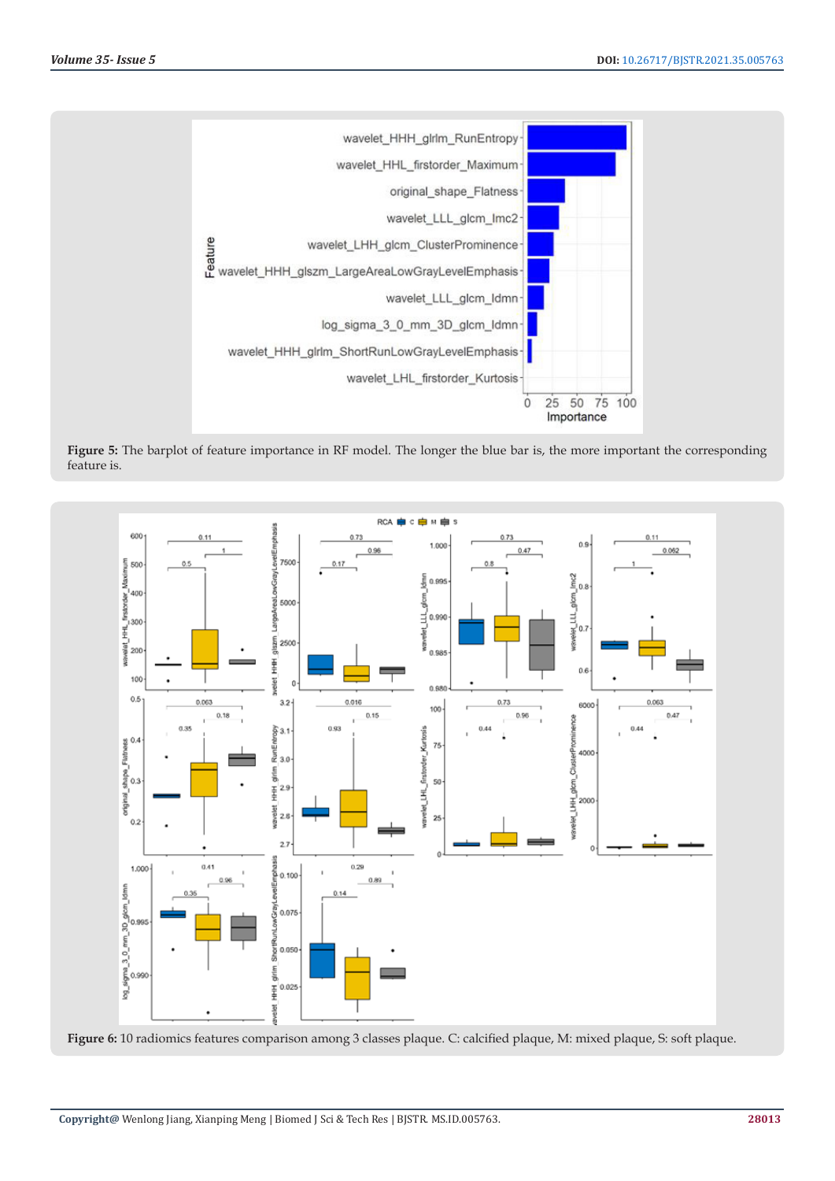**Figure 5:** The barplot of feature importance in RF model. The longer the blue bar is, the more important the corresponding feature is.

**Figure 6:** 10 radiomics features comparison among 3 classes plaque. C: calcified plaque, M: mixed plaque, S: soft plaque.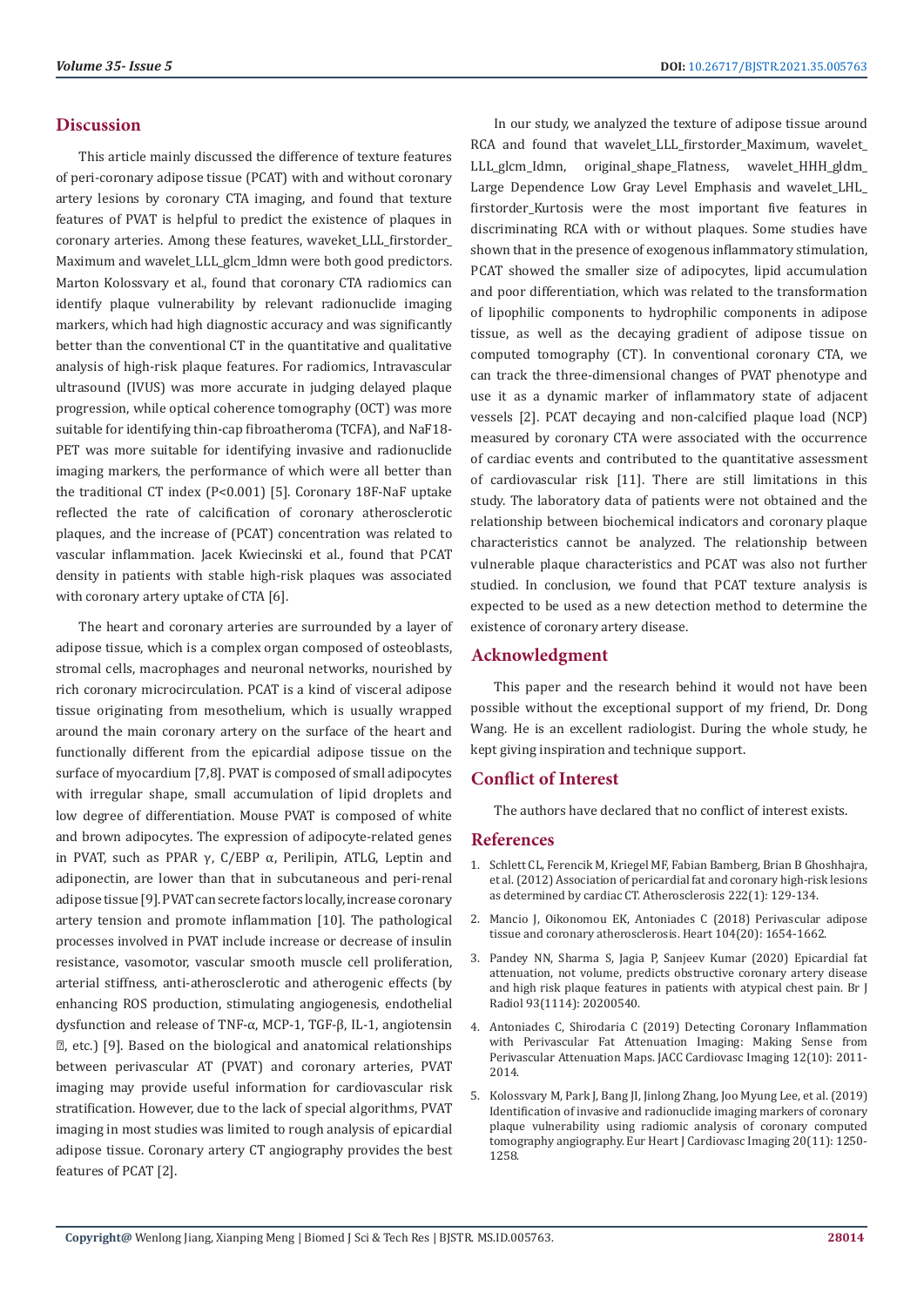## Discussion

This article mainly discussed the difference of texture features of peri-coronary adipose tissue (PCAT) with and without coronary artery lesions by coronary CTA imaging, and found that texture features of PVAT is helpful to predict the existence of plaques in coronary arteries. Among these features, waveket_LLL_firstorder_Maximum and wavelet_LLL_glcm_ldmn were both good predictors. Marton Kolossvary et al., found that coronary CTA radiomics can identify plaque vulnerability by relevant radionuclide imaging markers, which had high diagnostic accuracy and was significantly better than the conventional CT in the quantitative and qualitative analysis of high-risk plaque features. For radiomics, Intravascular ultrasound (IVUS) was more accurate in judging delayed plaque progression, while optical coherence tomography (OCT) was more suitable for identifying thin-cap fibroatheroma (TCFA), and NaF18-PET was more suitable for identifying invasive and radionuclide imaging markers, the performance of which were all better than the traditional CT index ($P<0.001$) [5]. Coronary 18F-NaF uptake reflected the rate of calcification of coronary atherosclerotic plaques, and the increase of (PCAT) concentration was related to vascular inflammation. Jacek Kwiecinski et al., found that PCAT density in patients with stable high-risk plaques was associated with coronary artery uptake of CTA [6].

The heart and coronary arteries are surrounded by a layer of adipose tissue, which is a complex organ composed of osteoblasts, stromal cells, macrophages and neuronal networks, nourished by rich coronary microcirculation. PCAT is a kind of visceral adipose tissue originating from mesothelium, which is usually wrapped around the main coronary artery on the surface of the heart and functionally different from the epicardial adipose tissue on the surface of myocardium [7,8]. PVAT is composed of small adipocytes with irregular shape, small accumulation of lipid droplets and low degree of differentiation. Mouse PVAT is composed of white and brown adipocytes. The expression of adipocyte-related genes in PVAT, such as PPAR γ, C/EBP α, Perilipin, ATLG, Leptin and adiponectin, are lower than that in subcutaneous and peri-renal adipose tissue [9]. PVAT can secrete factors locally, increase coronary artery tension and promote inflammation [10]. The pathological processes involved in PVAT include increase or decrease of insulin resistance, vasomotor, vascular smooth muscle cell proliferation, arterial stiffness, anti-atherosclerotic and atherogenic effects (by enhancing ROS production, stimulating angiogenesis, endothelial dysfunction and release of TNF-α, MCP-1, TGF-β, IL-1, angiotensin Ⅱ, etc.) [9]. Based on the biological and anatomical relationships between perivascular AT (PVAT) and coronary arteries, PVAT imaging may provide useful information for cardiovascular risk stratification. However, due to the lack of special algorithms, PVAT imaging in most studies was limited to rough analysis of epicardial adipose tissue. Coronary artery CT angiography provides the best features of PCAT [2].

In our study, we analyzed the texture of adipose tissue around RCA and found that wavelet_LLL_firstorder_Maximum, wavelet_LLL_glcm_Idmn, original_shape_Flatness, wavelet_HHH_gldm_Large Dependence Low Gray Level Emphasis and wavelet_LHL_firstorder_Kurtosis were the most important five features in discriminating RCA with or without plaques. Some studies have shown that in the presence of exogenous inflammatory stimulation, PCAT showed the smaller size of adipocytes, lipid accumulation and poor differentiation, which was related to the transformation of lipophilic components to hydrophilic components in adipose tissue, as well as the decaying gradient of adipose tissue on computed tomography (CT). In conventional coronary CTA, we can track the three-dimensional changes of PVAT phenotype and use it as a dynamic marker of inflammatory state of adjacent vessels [2]. PCAT decaying and non-calcified plaque load (NCP) measured by coronary CTA were associated with the occurrence of cardiac events and contributed to the quantitative assessment of cardiovascular risk [11]. There are still limitations in this study. The laboratory data of patients were not obtained and the relationship between biochemical indicators and coronary plaque characteristics cannot be analyzed. The relationship between vulnerable plaque characteristics and PCAT was also not further studied. In conclusion, we found that PCAT texture analysis is expected to be used as a new detection method to determine the existence of coronary artery disease.

## Acknowledgment

This paper and the research behind it would not have been possible without the exceptional support of my friend, Dr. Dong Wang. He is an excellent radiologist. During the whole study, he kept giving inspiration and technique support.

## Conflict of Interest

The authors have declared that no conflict of interest exists.

## References

1. Schlett CL, Ferencik M, Kriegel MF, Fabian Bamberg, Brian B Ghoshhajra, et al. (2012) Association of pericardial fat and coronary high-risk lesions as determined by cardiac CT. Atherosclerosis 222(1): 129-134.
2. Mancio J, Oikonomou EK, Antoniades C (2018) Perivascular adipose tissue and coronary atherosclerosis. Heart 104(20): 1654-1662.
3. Pandey NN, Sharma S, Jagia P, Sanjeev Kumar (2020) Epicardial fat attenuation, not volume, predicts obstructive coronary artery disease and high risk plaque features in patients with atypical chest pain. Br J Radiol 93(1114): 20200540.
4. Antoniades C, Shirodaria C (2019) Detecting Coronary Inflammation with Perivascular Fat Attenuation Imaging: Making Sense from Perivascular Attenuation Maps. JACC Cardiovasc Imaging 12(10): 2011-2014.
5. Kolossvary M, Park J, Bang JI, Jinlong Zhang, Joo Myung Lee, et al. (2019) Identification of invasive and radionuclide imaging markers of coronary plaque vulnerability using radiomic analysis of coronary computed tomography angiography. Eur Heart J Cardiovasc Imaging 20(11): 1250-1258.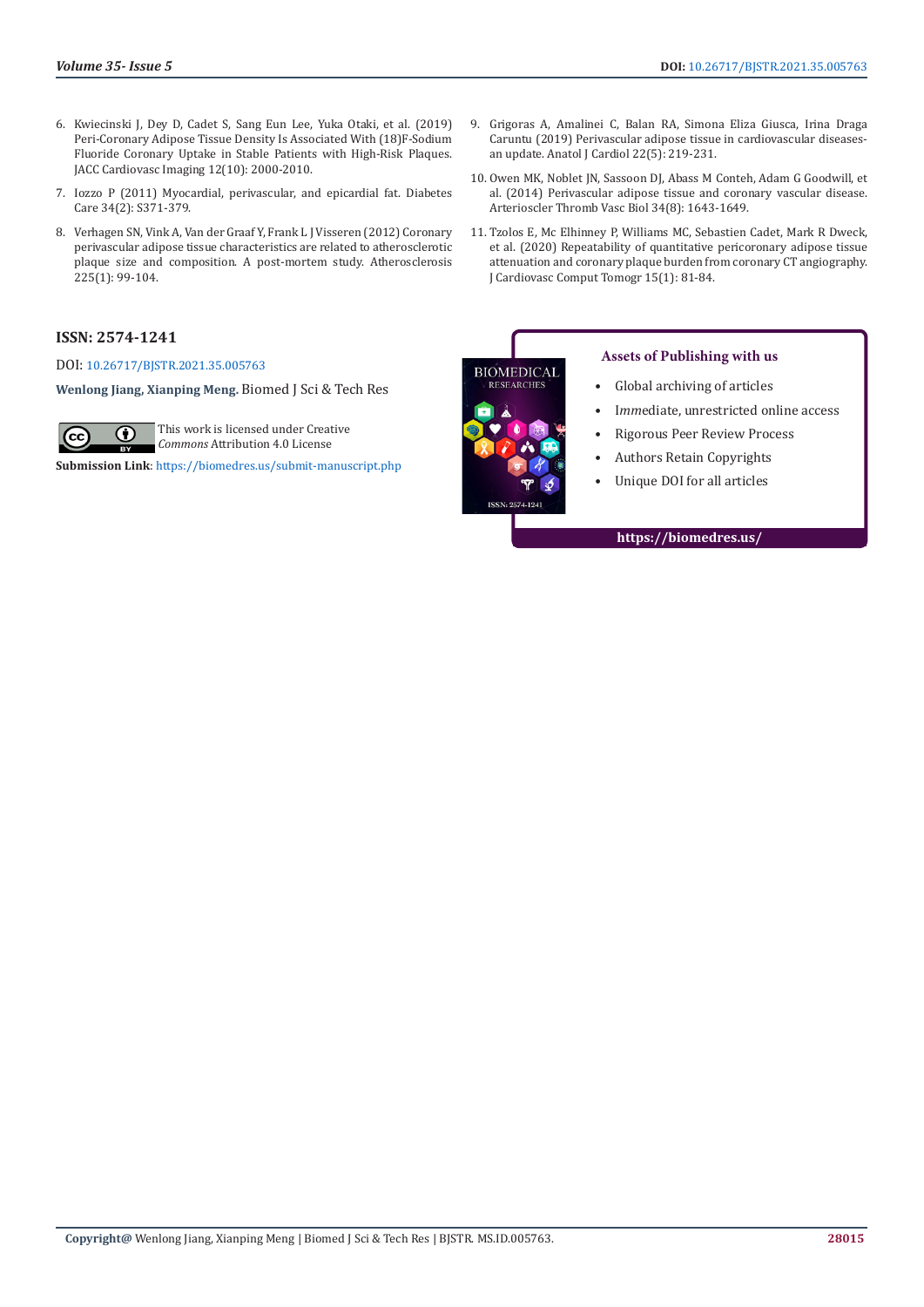6. Kwiecinski J, Dey D, Cadet S, Sang Eun Lee, Yuka Otaki, et al. (2019) Peri-Coronary Adipose Tissue Density Is Associated With (18)F-Sodium Fluoride Coronary Uptake in Stable Patients with High-Risk Plaques. JACC Cardiovasc Imaging 12(10): 2000-2010.
7. Iozzo P (2011) Myocardial, perivascular, and epicardial fat. Diabetes Care 34(2): S371-379.
8. Verhagen SN, Vink A, Van der Graaf Y, Frank L J Visseren (2012) Coronary perivascular adipose tissue characteristics are related to atherosclerotic plaque size and composition. A post-mortem study. Atherosclerosis 225(1): 99-104.
9. Grigoras A, Amalinei C, Balan RA, Simona Eliza Giusca, Irina Draga Caruntu (2019) Perivascular adipose tissue in cardiovascular diseases-an update. Anatol J Cardiol 22(5): 219-231.
10. Owen MK, Noblet JN, Sassoon DJ, Abass M Conteh, Adam G Goodwill, et al. (2014) Perivascular adipose tissue and coronary vascular disease. Arterioscler Thromb Vasc Biol 34(8): 1643-1649.
11. Tzolos E, Mc Elhinney P, Williams MC, Sebastien Cadet, Mark R Dweck, et al. (2020) Repeatability of quantitative pericoronary adipose tissue attenuation and coronary plaque burden from coronary CT angiography. J Cardiovasc Comput Tomogr 15(1): 81-84.

**ISSN: 2574-1241**

DOI: 10.26717/BJSTR.2021.35.005763

**Wenlong Jiang, Xianping Meng.** Biomed J Sci & Tech Res

This work is licensed under Creative *Commons* Attribution 4.0 License

**Submission Link**: https://biomedres.us/submit-manuscript.php

BIOMEDICAL RESEARCHES

ISSN: 2574-1241

**Assets of Publishing with us**

- Global archiving of articles
- Immediate, unrestricted online access
- Rigorous Peer Review Process
- Authors Retain Copyrights
- Unique DOI for all articles

**https://biomedres.us/**